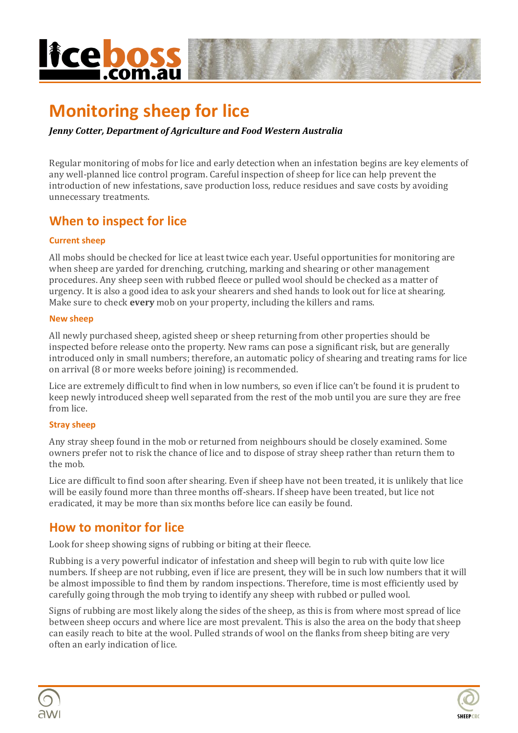# Monitoring sheep for lice

***Jenny Cotter, Department of Agriculture and Food Western Australia***

Regular monitoring of mobs for lice and early detection when an infestation begins are key elements of any well-planned lice control program. Careful inspection of sheep for lice can help prevent the introduction of new infestations, save production loss, reduce residues and save costs by avoiding unnecessary treatments.

## When to inspect for lice

### Current sheep

All mobs should be checked for lice at least twice each year. Useful opportunities for monitoring are when sheep are yarded for drenching, crutching, marking and shearing or other management procedures. Any sheep seen with rubbed fleece or pulled wool should be checked as a matter of urgency. It is also a good idea to ask your shearers and shed hands to look out for lice at shearing. Make sure to check **every** mob on your property, including the killers and rams.

### New sheep

All newly purchased sheep, agisted sheep or sheep returning from other properties should be inspected before release onto the property. New rams can pose a significant risk, but are generally introduced only in small numbers; therefore, an automatic policy of shearing and treating rams for lice on arrival (8 or more weeks before joining) is recommended.

Lice are extremely difficult to find when in low numbers, so even if lice can't be found it is prudent to keep newly introduced sheep well separated from the rest of the mob until you are sure they are free from lice.

### Stray sheep

Any stray sheep found in the mob or returned from neighbours should be closely examined. Some owners prefer not to risk the chance of lice and to dispose of stray sheep rather than return them to the mob.

Lice are difficult to find soon after shearing. Even if sheep have not been treated, it is unlikely that lice will be easily found more than three months off-shears. If sheep have been treated, but lice not eradicated, it may be more than six months before lice can easily be found.

## How to monitor for lice

Look for sheep showing signs of rubbing or biting at their fleece.

Rubbing is a very powerful indicator of infestation and sheep will begin to rub with quite low lice numbers. If sheep are not rubbing, even if lice are present, they will be in such low numbers that it will be almost impossible to find them by random inspections. Therefore, time is most efficiently used by carefully going through the mob trying to identify any sheep with rubbed or pulled wool.

Signs of rubbing are most likely along the sides of the sheep, as this is from where most spread of lice between sheep occurs and where lice are most prevalent. This is also the area on the body that sheep can easily reach to bite at the wool. Pulled strands of wool on the flanks from sheep biting are very often an early indication of lice.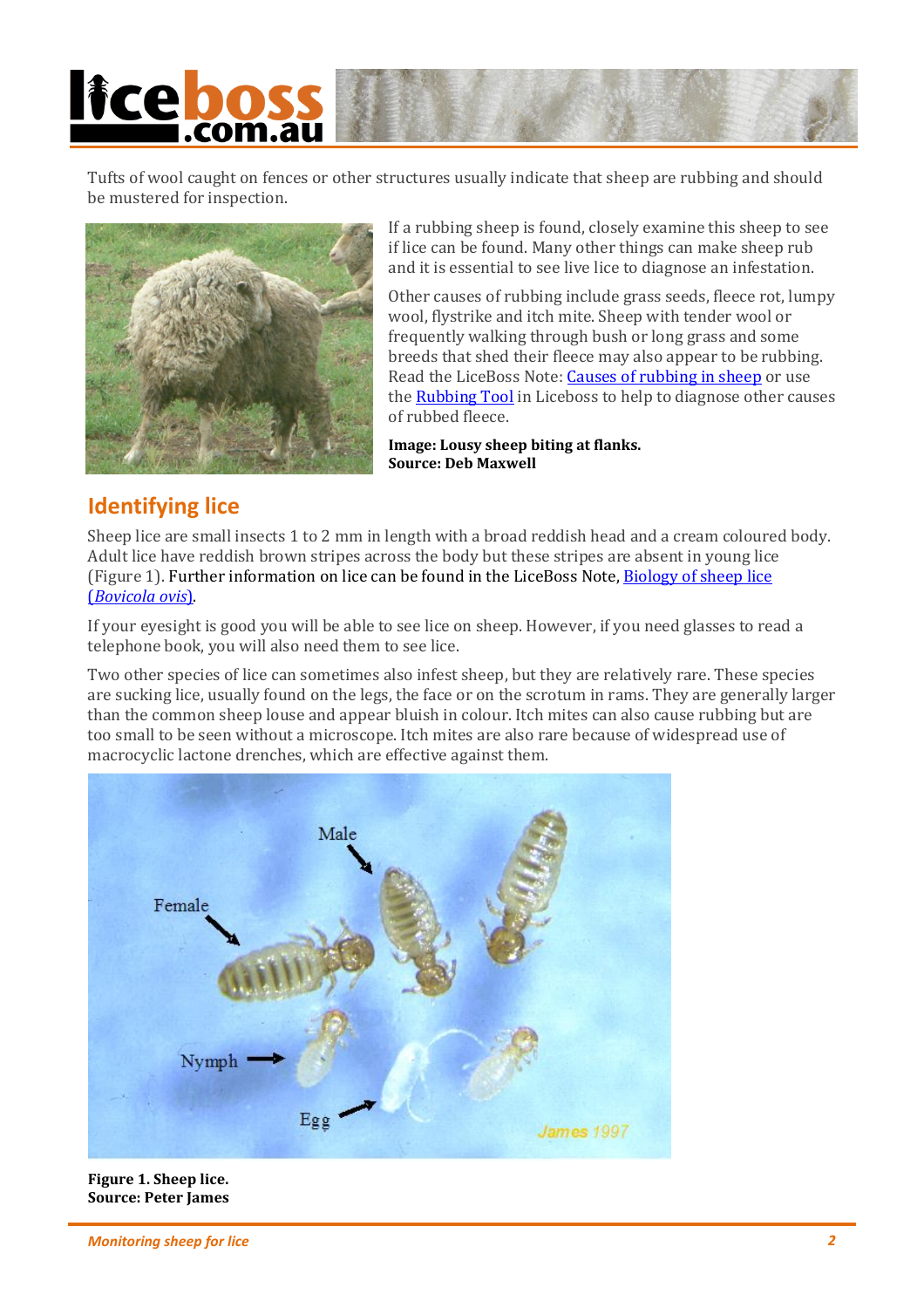Tufts of wool caught on fences or other structures usually indicate that sheep are rubbing and should be mustered for inspection.

If a rubbing sheep is found, closely examine this sheep to see if lice can be found. Many other things can make sheep rub and it is essential to see live lice to diagnose an infestation.

Other causes of rubbing include grass seeds, fleece rot, lumpy wool, flystrike and itch mite. Sheep with tender wool or frequently walking through bush or long grass and some breeds that shed their fleece may also appear to be rubbing. Read the LiceBoss Note: Causes of rubbing in sheep or use the Rubbing Tool in Liceboss to help to diagnose other causes of rubbed fleece.

**Image: Lousy sheep biting at flanks.**
**Source: Deb Maxwell**

## Identifying lice

Sheep lice are small insects 1 to 2 mm in length with a broad reddish head and a cream coloured body. Adult lice have reddish brown stripes across the body but these stripes are absent in young lice (Figure 1). Further information on lice can be found in the LiceBoss Note, Biology of sheep lice (*Bovicola ovis*).

If your eyesight is good you will be able to see lice on sheep. However, if you need glasses to read a telephone book, you will also need them to see lice.

Two other species of lice can sometimes also infest sheep, but they are relatively rare. These species are sucking lice, usually found on the legs, the face or on the scrotum in rams. They are generally larger than the common sheep louse and appear bluish in colour. Itch mites can also cause rubbing but are too small to be seen without a microscope. Itch mites are also rare because of widespread use of macrocyclic lactone drenches, which are effective against them.

**Figure 1. Sheep lice.**
**Source: Peter James**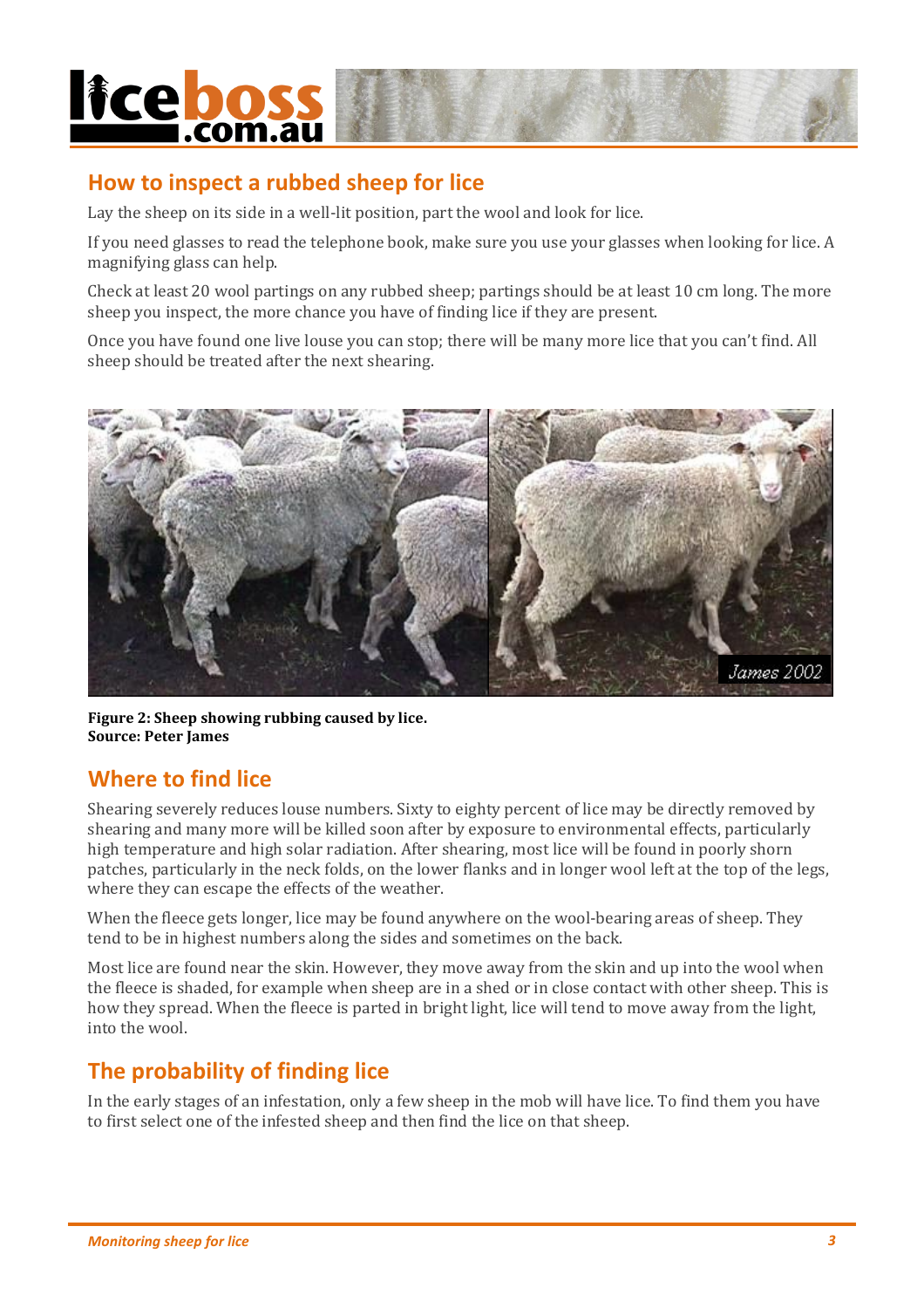## How to inspect a rubbed sheep for lice

Lay the sheep on its side in a well-lit position, part the wool and look for lice.

If you need glasses to read the telephone book, make sure you use your glasses when looking for lice. A magnifying glass can help.

Check at least 20 wool partings on any rubbed sheep; partings should be at least 10 cm long. The more sheep you inspect, the more chance you have of finding lice if they are present.

Once you have found one live louse you can stop; there will be many more lice that you can't find. All sheep should be treated after the next shearing.

**Figure 2: Sheep showing rubbing caused by lice.**
**Source: Peter James**

## Where to find lice

Shearing severely reduces louse numbers. Sixty to eighty percent of lice may be directly removed by shearing and many more will be killed soon after by exposure to environmental effects, particularly high temperature and high solar radiation. After shearing, most lice will be found in poorly shorn patches, particularly in the neck folds, on the lower flanks and in longer wool left at the top of the legs, where they can escape the effects of the weather.

When the fleece gets longer, lice may be found anywhere on the wool-bearing areas of sheep. They tend to be in highest numbers along the sides and sometimes on the back.

Most lice are found near the skin. However, they move away from the skin and up into the wool when the fleece is shaded, for example when sheep are in a shed or in close contact with other sheep. This is how they spread. When the fleece is parted in bright light, lice will tend to move away from the light, into the wool.

## The probability of finding lice

In the early stages of an infestation, only a few sheep in the mob will have lice. To find them you have to first select one of the infested sheep and then find the lice on that sheep.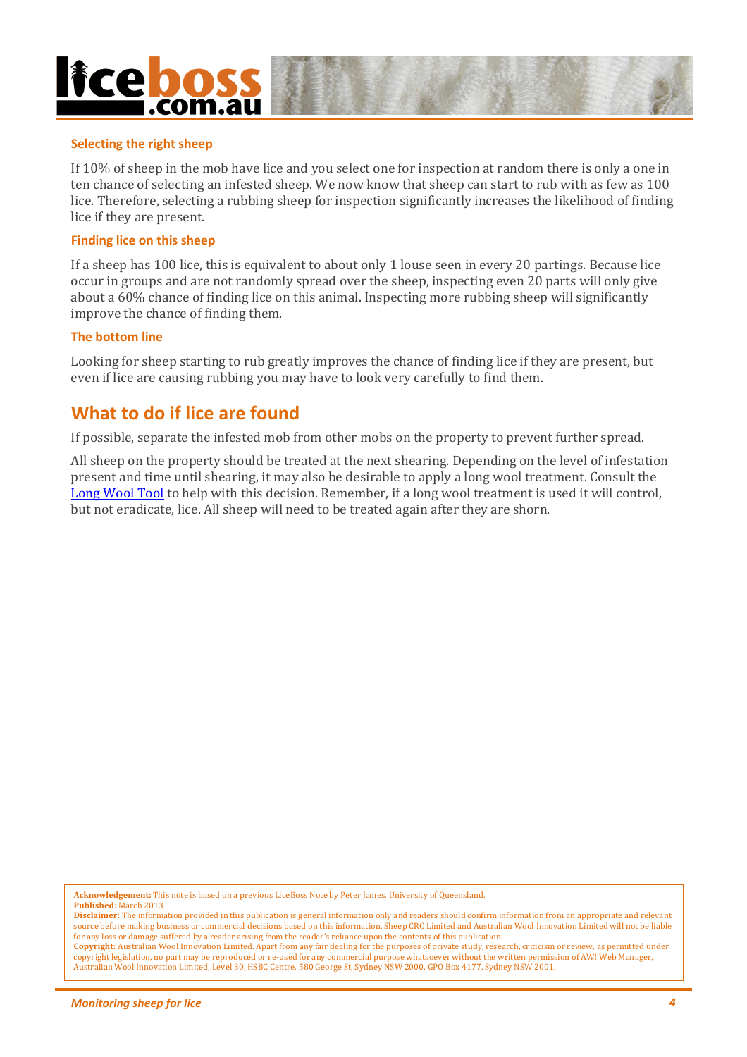### Selecting the right sheep

If 10% of sheep in the mob have lice and you select one for inspection at random there is only a one in ten chance of selecting an infested sheep. We now know that sheep can start to rub with as few as 100 lice. Therefore, selecting a rubbing sheep for inspection significantly increases the likelihood of finding lice if they are present.

### Finding lice on this sheep

If a sheep has 100 lice, this is equivalent to about only 1 louse seen in every 20 partings. Because lice occur in groups and are not randomly spread over the sheep, inspecting even 20 parts will only give about a 60% chance of finding lice on this animal. Inspecting more rubbing sheep will significantly improve the chance of finding them.

### The bottom line

Looking for sheep starting to rub greatly improves the chance of finding lice if they are present, but even if lice are causing rubbing you may have to look very carefully to find them.

## What to do if lice are found

If possible, separate the infested mob from other mobs on the property to prevent further spread.

All sheep on the property should be treated at the next shearing. Depending on the level of infestation present and time until shearing, it may also be desirable to apply a long wool treatment. Consult the Long Wool Tool to help with this decision. Remember, if a long wool treatment is used it will control, but not eradicate, lice. All sheep will need to be treated again after they are shorn.

**Acknowledgement:** This note is based on a previous LiceBoss Note by Peter James, University of Queensland.
**Published:** March 2013
**Disclaimer:** The information provided in this publication is general information only and readers should confirm information from an appropriate and relevant source before making business or commercial decisions based on this information. Sheep CRC Limited and Australian Wool Innovation Limited will not be liable for any loss or damage suffered by a reader arising from the reader's reliance upon the contents of this publication.
**Copyright:** Australian Wool Innovation Limited. Apart from any fair dealing for the purposes of private study, research, criticism or review, as permitted under copyright legislation, no part may be reproduced or re-used for any commercial purpose whatsoever without the written permission of AWI Web Manager, Australian Wool Innovation Limited, Level 30, HSBC Centre, 580 George St, Sydney NSW 2000, GPO Box 4177, Sydney NSW 2001.